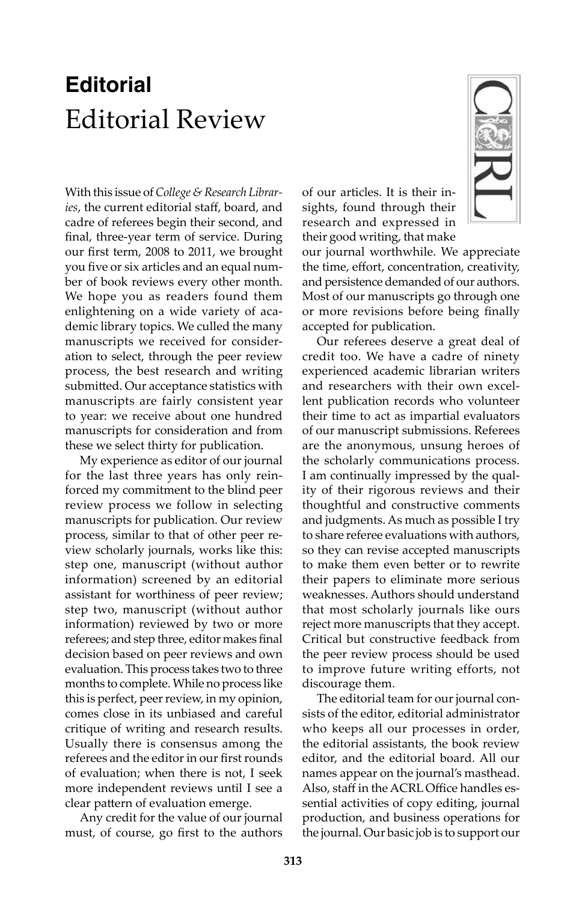# Editorial

## Editorial Review

With this issue of *College & Research Libraries*, the current editorial staff, board, and cadre of referees begin their second, and final, three-year term of service. During our first term, 2008 to 2011, we brought you five or six articles and an equal number of book reviews every other month. We hope you as readers found them enlightening on a wide variety of academic library topics. We culled the many manuscripts we received for consideration to select, through the peer review process, the best research and writing submitted. Our acceptance statistics with manuscripts are fairly consistent year to year: we receive about one hundred manuscripts for consideration and from these we select thirty for publication.

My experience as editor of our journal for the last three years has only reinforced my commitment to the blind peer review process we follow in selecting manuscripts for publication. Our review process, similar to that of other peer review scholarly journals, works like this: step one, manuscript (without author information) screened by an editorial assistant for worthiness of peer review; step two, manuscript (without author information) reviewed by two or more referees; and step three, editor makes final decision based on peer reviews and own evaluation. This process takes two to three months to complete. While no process like this is perfect, peer review, in my opinion, comes close in its unbiased and careful critique of writing and research results. Usually there is consensus among the referees and the editor in our first rounds of evaluation; when there is not, I seek more independent reviews until I see a clear pattern of evaluation emerge.

Any credit for the value of our journal must, of course, go first to the authors of our articles. It is their insights, found through their research and expressed in their good writing, that make our journal worthwhile. We appreciate the time, effort, concentration, creativity, and persistence demanded of our authors. Most of our manuscripts go through one or more revisions before being finally accepted for publication.

Our referees deserve a great deal of credit too. We have a cadre of ninety experienced academic librarian writers and researchers with their own excellent publication records who volunteer their time to act as impartial evaluators of our manuscript submissions. Referees are the anonymous, unsung heroes of the scholarly communications process. I am continually impressed by the quality of their rigorous reviews and their thoughtful and constructive comments and judgments. As much as possible I try to share referee evaluations with authors, so they can revise accepted manuscripts to make them even better or to rewrite their papers to eliminate more serious weaknesses. Authors should understand that most scholarly journals like ours reject more manuscripts that they accept. Critical but constructive feedback from the peer review process should be used to improve future writing efforts, not discourage them.

The editorial team for our journal consists of the editor, editorial administrator who keeps all our processes in order, the editorial assistants, the book review editor, and the editorial board. All our names appear on the journal's masthead. Also, staff in the ACRL Office handles essential activities of copy editing, journal production, and business operations for the journal. Our basic job is to support our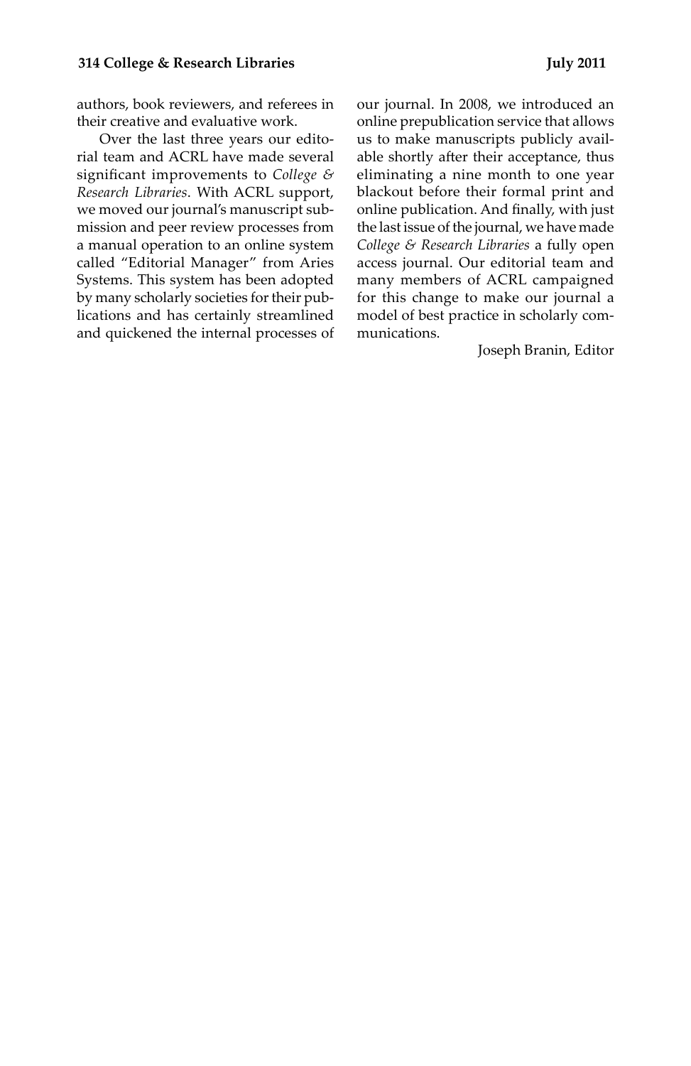authors, book reviewers, and referees in their creative and evaluative work.

Over the last three years our editorial team and ACRL have made several significant improvements to *College & Research Libraries*. With ACRL support, we moved our journal's manuscript submission and peer review processes from a manual operation to an online system called "Editorial Manager" from Aries Systems. This system has been adopted by many scholarly societies for their publications and has certainly streamlined and quickened the internal processes of our journal. In 2008, we introduced an online prepublication service that allows us to make manuscripts publicly available shortly after their acceptance, thus eliminating a nine month to one year blackout before their formal print and online publication. And finally, with just the last issue of the journal, we have made *College & Research Libraries* a fully open access journal. Our editorial team and many members of ACRL campaigned for this change to make our journal a model of best practice in scholarly communications.

Joseph Branin, Editor